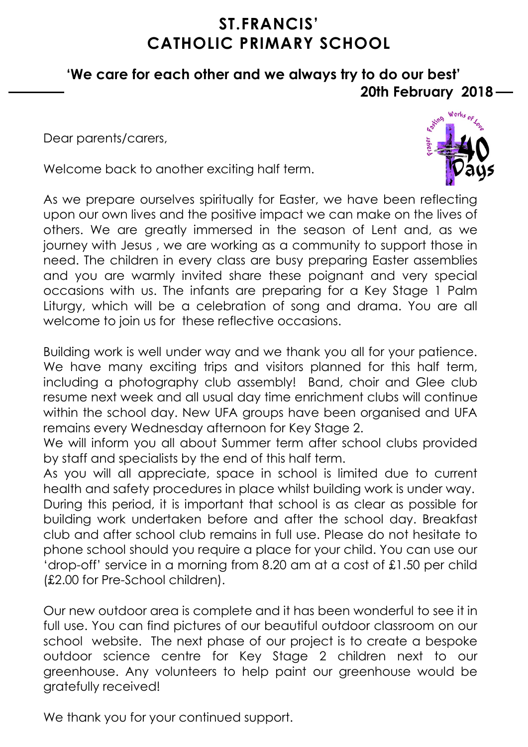# ST.FRANCIS' CATHOLIC PRIMARY SCHOOL

**'We care for each other and we always try to do our best'**

**20th February 2018**

Dear parents/carers,

Welcome back to another exciting half term.

As we prepare ourselves spiritually for Easter, we have been reflecting upon our own lives and the positive impact we can make on the lives of others. We are greatly immersed in the season of Lent and, as we journey with Jesus , we are working as a community to support those in need. The children in every class are busy preparing Easter assemblies and you are warmly invited share these poignant and very special occasions with us. The infants are preparing for a Key Stage 1 Palm Liturgy, which will be a celebration of song and drama. You are all welcome to join us for these reflective occasions.

Building work is well under way and we thank you all for your patience. We have many exciting trips and visitors planned for this half term, including a photography club assembly! Band, choir and Glee club resume next week and all usual day time enrichment clubs will continue within the school day. New UFA groups have been organised and UFA remains every Wednesday afternoon for Key Stage 2.

We will inform you all about Summer term after school clubs provided by staff and specialists by the end of this half term.

As you will all appreciate, space in school is limited due to current health and safety procedures in place whilst building work is under way. During this period, it is important that school is as clear as possible for building work undertaken before and after the school day. Breakfast club and after school club remains in full use. Please do not hesitate to phone school should you require a place for your child. You can use our 'drop-off' service in a morning from 8.20 am at a cost of £1.50 per child (£2.00 for Pre-School children).

Our new outdoor area is complete and it has been wonderful to see it in full use. You can find pictures of our beautiful outdoor classroom on our school website. The next phase of our project is to create a bespoke outdoor science centre for Key Stage 2 children next to our greenhouse. Any volunteers to help paint our greenhouse would be gratefully received!

We thank you for your continued support.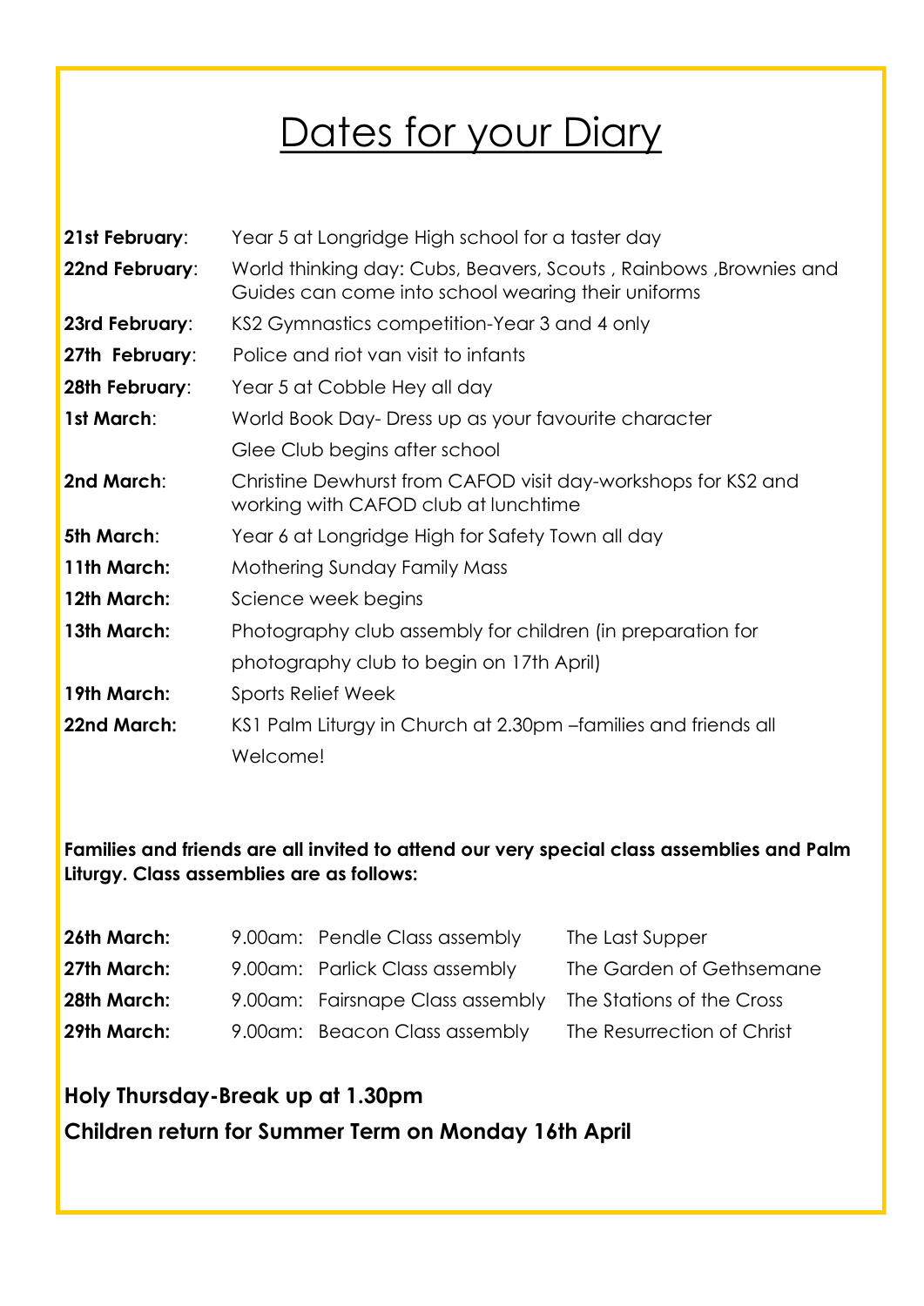# Dates for your Diary

| | |
|---|---|
| **21st February**: | Year 5 at Longridge High school for a taster day |
| **22nd February**: | World thinking day: Cubs, Beavers, Scouts , Rainbows ,Brownies and Guides can come into school wearing their uniforms |
| **23rd February**: | KS2 Gymnastics competition-Year 3 and 4 only |
| **27th February**: | Police and riot van visit to infants |
| **28th February**: | Year 5 at Cobble Hey all day |
| **1st March**: | World Book Day- Dress up as your favourite character |
| | Glee Club begins after school |
| **2nd March**: | Christine Dewhurst from CAFOD visit day-workshops for KS2 and working with CAFOD club at lunchtime |
| **5th March**: | Year 6 at Longridge High for Safety Town all day |
| **11th March:** | Mothering Sunday Family Mass |
| **12th March:** | Science week begins |
| **13th March:** | Photography club assembly for children (in preparation for photography club to begin on 17th April) |
| **19th March:** | Sports Relief Week |
| **22nd March:** | KS1 Palm Liturgy in Church at 2.30pm –families and friends all Welcome! |

**Families and friends are all invited to attend our very special class assemblies and Palm Liturgy. Class assemblies are as follows:**

| | | |
|---|---|---|
| **26th March:** | 9.00am: Pendle Class assembly | The Last Supper |
| **27th March:** | 9.00am: Parlick Class assembly | The Garden of Gethsemane |
| **28th March:** | 9.00am: Fairsnape Class assembly | The Stations of the Cross |
| **29th March:** | 9.00am: Beacon Class assembly | The Resurrection of Christ |

**Holy Thursday-Break up at 1.30pm**

**Children return for Summer Term on Monday 16th April**